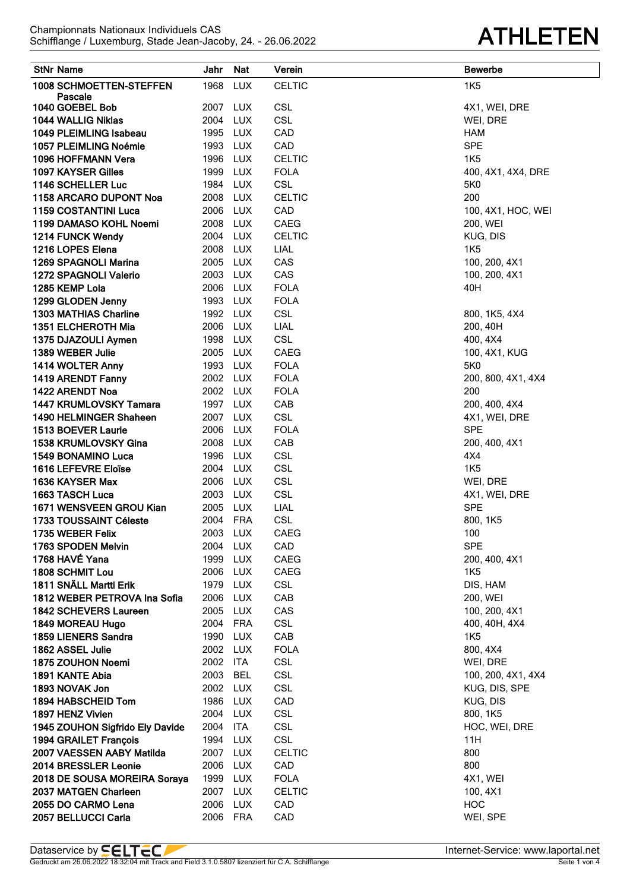Championnats Nationaux Individuels CAS
Schifflange / Luxemburg, Stade Jean-Jacoby, 24. - 26.06.2022

# ATHLETEN

| StNr | Name | Jahr | Nat | Verein | Bewerbe |
|---|---|---|---|---|---|
| 1008 | SCHMOETTEN-STEFFEN Pascale | 1968 | LUX | CELTIC | 1K5 |
| 1040 | GOEBEL Bob | 2007 | LUX | CSL | 4X1, WEI, DRE |
| 1044 | WALLIG Niklas | 2004 | LUX | CSL | WEI, DRE |
| 1049 | PLEIMLING Isabeau | 1995 | LUX | CAD | HAM |
| 1057 | PLEIMLING Noémie | 1993 | LUX | CAD | SPE |
| 1096 | HOFFMANN Vera | 1996 | LUX | CELTIC | 1K5 |
| 1097 | KAYSER Gilles | 1999 | LUX | FOLA | 400, 4X1, 4X4, DRE |
| 1146 | SCHELLER Luc | 1984 | LUX | CSL | 5K0 |
| 1158 | ARCARO DUPONT Noa | 2008 | LUX | CELTIC | 200 |
| 1159 | COSTANTINI Luca | 2006 | LUX | CAD | 100, 4X1, HOC, WEI |
| 1199 | DAMASO KOHL Noemi | 2008 | LUX | CAEG | 200, WEI |
| 1214 | FUNCK Wendy | 2004 | LUX | CELTIC | KUG, DIS |
| 1216 | LOPES Elena | 2008 | LUX | LIAL | 1K5 |
| 1269 | SPAGNOLI Marina | 2005 | LUX | CAS | 100, 200, 4X1 |
| 1272 | SPAGNOLI Valerio | 2003 | LUX | CAS | 100, 200, 4X1 |
| 1285 | KEMP Lola | 2006 | LUX | FOLA | 40H |
| 1299 | GLODEN Jenny | 1993 | LUX | FOLA | |
| 1303 | MATHIAS Charline | 1992 | LUX | CSL | 800, 1K5, 4X4 |
| 1351 | ELCHEROTH Mia | 2006 | LUX | LIAL | 200, 40H |
| 1375 | DJAZOULI Aymen | 1998 | LUX | CSL | 400, 4X4 |
| 1389 | WEBER Julie | 2005 | LUX | CAEG | 100, 4X1, KUG |
| 1414 | WOLTER Anny | 1993 | LUX | FOLA | 5K0 |
| 1419 | ARENDT Fanny | 2002 | LUX | FOLA | 200, 800, 4X1, 4X4 |
| 1422 | ARENDT Noa | 2002 | LUX | FOLA | 200 |
| 1447 | KRUMLOVSKY Tamara | 1997 | LUX | CAB | 200, 400, 4X4 |
| 1490 | HELMINGER Shaheen | 2007 | LUX | CSL | 4X1, WEI, DRE |
| 1513 | BOEVER Laurie | 2006 | LUX | FOLA | SPE |
| 1538 | KRUMLOVSKY Gina | 2008 | LUX | CAB | 200, 400, 4X1 |
| 1549 | BONAMINO Luca | 1996 | LUX | CSL | 4X4 |
| 1616 | LEFEVRE Eloïse | 2004 | LUX | CSL | 1K5 |
| 1636 | KAYSER Max | 2006 | LUX | CSL | WEI, DRE |
| 1663 | TASCH Luca | 2003 | LUX | CSL | 4X1, WEI, DRE |
| 1671 | WENSVEEN GROU Kian | 2005 | LUX | LIAL | SPE |
| 1733 | TOUSSAINT Céleste | 2004 | FRA | CSL | 800, 1K5 |
| 1735 | WEBER Felix | 2003 | LUX | CAEG | 100 |
| 1763 | SPODEN Melvin | 2004 | LUX | CAD | SPE |
| 1768 | HAVÉ Yana | 1999 | LUX | CAEG | 200, 400, 4X1 |
| 1808 | SCHMIT Lou | 2006 | LUX | CAEG | 1K5 |
| 1811 | SNÄLL Martti Erik | 1979 | LUX | CSL | DIS, HAM |
| 1812 | WEBER PETROVA Ina Sofia | 2006 | LUX | CAB | 200, WEI |
| 1842 | SCHEVERS Laureen | 2005 | LUX | CAS | 100, 200, 4X1 |
| 1849 | MOREAU Hugo | 2004 | FRA | CSL | 400, 40H, 4X4 |
| 1859 | LIENERS Sandra | 1990 | LUX | CAB | 1K5 |
| 1862 | ASSEL Julie | 2002 | LUX | FOLA | 800, 4X4 |
| 1875 | ZOUHON Noemi | 2002 | ITA | CSL | WEI, DRE |
| 1891 | KANTE Abia | 2003 | BEL | CSL | 100, 200, 4X1, 4X4 |
| 1893 | NOVAK Jon | 2002 | LUX | CSL | KUG, DIS, SPE |
| 1894 | HABSCHEID Tom | 1986 | LUX | CAD | KUG, DIS |
| 1897 | HENZ Vivien | 2004 | LUX | CSL | 800, 1K5 |
| 1945 | ZOUHON Sigfrido Ely Davide | 2004 | ITA | CSL | HOC, WEI, DRE |
| 1994 | GRAILET François | 1994 | LUX | CSL | 11H |
| 2007 | VAESSEN AABY Matilda | 2007 | LUX | CELTIC | 800 |
| 2014 | BRESSLER Leonie | 2006 | LUX | CAD | 800 |
| 2018 | DE SOUSA MOREIRA Soraya | 1999 | LUX | FOLA | 4X1, WEI |
| 2037 | MATGEN Charleen | 2007 | LUX | CELTIC | 100, 4X1 |
| 2055 | DO CARMO Lena | 2006 | LUX | CAD | HOC |
| 2057 | BELLUCCI Carla | 2006 | FRA | CAD | WEI, SPE |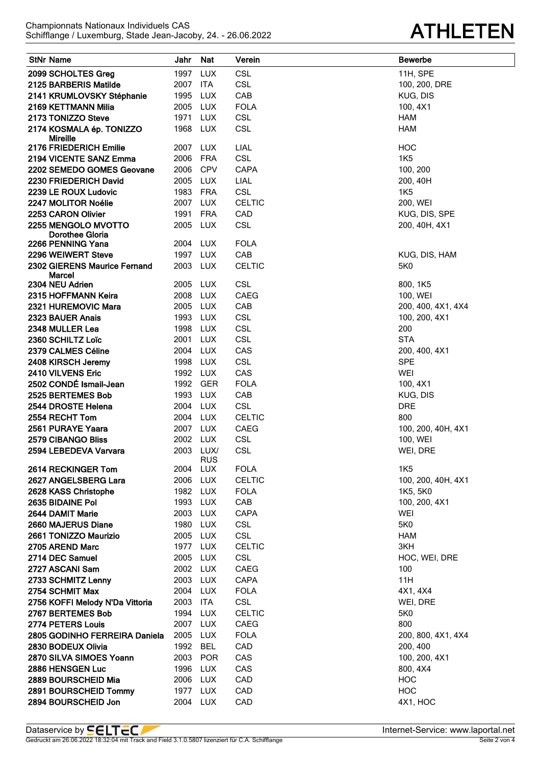Championnats Nationaux Individuels CAS
Schifflange / Luxemburg, Stade Jean-Jacoby, 24. - 26.06.2022

# ATHLETEN

| StNr Name | Jahr | Nat | Verein | Bewerbe |
|---|---|---|---|---|
| 2099 SCHOLTES Greg | 1997 | LUX | CSL | 11H, SPE |
| 2125 BARBERIS Matilde | 2007 | ITA | CSL | 100, 200, DRE |
| 2141 KRUMLOVSKY Stéphanie | 1995 | LUX | CAB | KUG, DIS |
| 2169 KETTMANN Milia | 2005 | LUX | FOLA | 100, 4X1 |
| 2173 TONIZZO Steve | 1971 | LUX | CSL | HAM |
| 2174 KOSMALA ép. TONIZZO Mireille | 1968 | LUX | CSL | HAM |
| 2176 FRIEDERICH Emilie | 2007 | LUX | LIAL | HOC |
| 2194 VICENTE SANZ Emma | 2006 | FRA | CSL | 1K5 |
| 2202 SEMEDO GOMES Geovane | 2006 | CPV | CAPA | 100, 200 |
| 2230 FRIEDERICH David | 2005 | LUX | LIAL | 200, 40H |
| 2239 LE ROUX Ludovic | 1983 | FRA | CSL | 1K5 |
| 2247 MOLITOR Noélie | 2007 | LUX | CELTIC | 200, WEI |
| 2253 CARON Olivier | 1991 | FRA | CAD | KUG, DIS, SPE |
| 2255 MENGOLO MVOTTO Dorothee Gloria | 2005 | LUX | CSL | 200, 40H, 4X1 |
| 2266 PENNING Yana | 2004 | LUX | FOLA | |
| 2296 WEIWERT Steve | 1997 | LUX | CAB | KUG, DIS, HAM |
| 2302 GIERENS Maurice Fernand Marcel | 2003 | LUX | CELTIC | 5K0 |
| 2304 NEU Adrien | 2005 | LUX | CSL | 800, 1K5 |
| 2315 HOFFMANN Keira | 2008 | LUX | CAEG | 100, WEI |
| 2321 HUREMOVIC Mara | 2005 | LUX | CAB | 200, 400, 4X1, 4X4 |
| 2323 BAUER Anais | 1993 | LUX | CSL | 100, 200, 4X1 |
| 2348 MULLER Lea | 1998 | LUX | CSL | 200 |
| 2360 SCHILTZ Loïc | 2001 | LUX | CSL | STA |
| 2379 CALMES Céline | 2004 | LUX | CAS | 200, 400, 4X1 |
| 2408 KIRSCH Jeremy | 1998 | LUX | CSL | SPE |
| 2410 VILVENS Eric | 1992 | LUX | CAS | WEI |
| 2502 CONDÉ Ismail-Jean | 1992 | GER | FOLA | 100, 4X1 |
| 2525 BERTEMES Bob | 1993 | LUX | CAB | KUG, DIS |
| 2544 DROSTE Helena | 2004 | LUX | CSL | DRE |
| 2554 RECHT Tom | 2004 | LUX | CELTIC | 800 |
| 2561 PURAYE Yaara | 2007 | LUX | CAEG | 100, 200, 40H, 4X1 |
| 2579 CIBANGO Bliss | 2002 | LUX | CSL | 100, WEI |
| 2594 LEBEDEVA Varvara | 2003 | LUX/RUS | CSL | WEI, DRE |
| 2614 RECKINGER Tom | 2004 | LUX | FOLA | 1K5 |
| 2627 ANGELSBERG Lara | 2006 | LUX | CELTIC | 100, 200, 40H, 4X1 |
| 2628 KASS Christophe | 1982 | LUX | FOLA | 1K5, 5K0 |
| 2635 BIDAINE Pol | 1993 | LUX | CAB | 100, 200, 4X1 |
| 2644 DAMIT Marie | 2003 | LUX | CAPA | WEI |
| 2660 MAJERUS Diane | 1980 | LUX | CSL | 5K0 |
| 2661 TONIZZO Maurizio | 2005 | LUX | CSL | HAM |
| 2705 AREND Marc | 1977 | LUX | CELTIC | 3KH |
| 2714 DEC Samuel | 2005 | LUX | CSL | HOC, WEI, DRE |
| 2727 ASCANI Sam | 2002 | LUX | CAEG | 100 |
| 2733 SCHMITZ Lenny | 2003 | LUX | CAPA | 11H |
| 2754 SCHMIT Max | 2004 | LUX | FOLA | 4X1, 4X4 |
| 2756 KOFFI Melody N'Da Vittoria | 2003 | ITA | CSL | WEI, DRE |
| 2767 BERTEMES Bob | 1994 | LUX | CELTIC | 5K0 |
| 2774 PETERS Louis | 2007 | LUX | CAEG | 800 |
| 2805 GODINHO FERREIRA Daniela | 2005 | LUX | FOLA | 200, 800, 4X1, 4X4 |
| 2830 BODEUX Olivia | 1992 | BEL | CAD | 200, 400 |
| 2870 SILVA SIMOES Yoann | 2003 | POR | CAS | 100, 200, 4X1 |
| 2886 HENSGEN Luc | 1996 | LUX | CAS | 800, 4X4 |
| 2889 BOURSCHEID Mia | 2006 | LUX | CAD | HOC |
| 2891 BOURSCHEID Tommy | 1977 | LUX | CAD | HOC |
| 2894 BOURSCHEID Jon | 2004 | LUX | CAD | 4X1, HOC |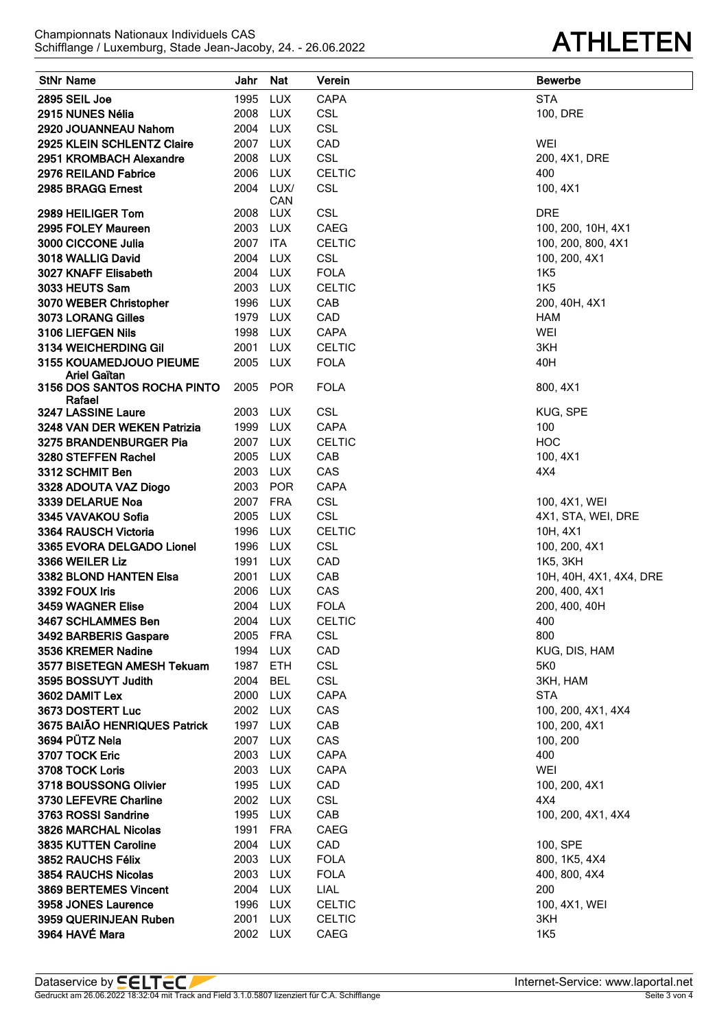Championnats Nationaux Individuels CAS
Schifflange / Luxemburg, Stade Jean-Jacoby, 24. - 26.06.2022

# ATHLETEN

| StNr Name | Jahr | Nat | Verein | Bewerbe |
|---|---|---|---|---|
| 2895 SEIL Joe | 1995 | LUX | CAPA | STA |
| 2915 NUNES Nélia | 2008 | LUX | CSL | 100, DRE |
| 2920 JOUANNEAU Nahom | 2004 | LUX | CSL | |
| 2925 KLEIN SCHLENTZ Claire | 2007 | LUX | CAD | WEI |
| 2951 KROMBACH Alexandre | 2008 | LUX | CSL | 200, 4X1, DRE |
| 2976 REILAND Fabrice | 2006 | LUX | CELTIC | 400 |
| 2985 BRAGG Ernest | 2004 | LUX/ CAN | CSL | 100, 4X1 |
| 2989 HEILIGER Tom | 2008 | LUX | CSL | DRE |
| 2995 FOLEY Maureen | 2003 | LUX | CAEG | 100, 200, 10H, 4X1 |
| 3000 CICCONE Julia | 2007 | ITA | CELTIC | 100, 200, 800, 4X1 |
| 3018 WALLIG David | 2004 | LUX | CSL | 100, 200, 4X1 |
| 3027 KNAFF Elisabeth | 2004 | LUX | FOLA | 1K5 |
| 3033 HEUTS Sam | 2003 | LUX | CELTIC | 1K5 |
| 3070 WEBER Christopher | 1996 | LUX | CAB | 200, 40H, 4X1 |
| 3073 LORANG Gilles | 1979 | LUX | CAD | HAM |
| 3106 LIEFGEN Nils | 1998 | LUX | CAPA | WEI |
| 3134 WEICHERDING Gil | 2001 | LUX | CELTIC | 3KH |
| 3155 KOUAMEDJOUO PIEUME Ariel Gaïtan | 2005 | LUX | FOLA | 40H |
| 3156 DOS SANTOS ROCHA PINTO Rafael | 2005 | POR | FOLA | 800, 4X1 |
| 3247 LASSINE Laure | 2003 | LUX | CSL | KUG, SPE |
| 3248 VAN DER WEKEN Patrizia | 1999 | LUX | CAPA | 100 |
| 3275 BRANDENBURGER Pia | 2007 | LUX | CELTIC | HOC |
| 3280 STEFFEN Rachel | 2005 | LUX | CAB | 100, 4X1 |
| 3312 SCHMIT Ben | 2003 | LUX | CAS | 4X4 |
| 3328 ADOUTA VAZ Diogo | 2003 | POR | CAPA | |
| 3339 DELARUE Noa | 2007 | FRA | CSL | 100, 4X1, WEI |
| 3345 VAVAKOU Sofia | 2005 | LUX | CSL | 4X1, STA, WEI, DRE |
| 3364 RAUSCH Victoria | 1996 | LUX | CELTIC | 10H, 4X1 |
| 3365 EVORA DELGADO Lionel | 1996 | LUX | CSL | 100, 200, 4X1 |
| 3366 WEILER Liz | 1991 | LUX | CAD | 1K5, 3KH |
| 3382 BLOND HANTEN Elsa | 2001 | LUX | CAB | 10H, 40H, 4X1, 4X4, DRE |
| 3392 FOUX Iris | 2006 | LUX | CAS | 200, 400, 4X1 |
| 3459 WAGNER Elise | 2004 | LUX | FOLA | 200, 400, 40H |
| 3467 SCHLAMMES Ben | 2004 | LUX | CELTIC | 400 |
| 3492 BARBERIS Gaspare | 2005 | FRA | CSL | 800 |
| 3536 KREMER Nadine | 1994 | LUX | CAD | KUG, DIS, HAM |
| 3577 BISETEGN AMESH Tekuam | 1987 | ETH | CSL | 5K0 |
| 3595 BOSSUYT Judith | 2004 | BEL | CSL | 3KH, HAM |
| 3602 DAMIT Lex | 2000 | LUX | CAPA | STA |
| 3673 DOSTERT Luc | 2002 | LUX | CAS | 100, 200, 4X1, 4X4 |
| 3675 BAIÃO HENRIQUES Patrick | 1997 | LUX | CAB | 100, 200, 4X1 |
| 3694 PÜTZ Nela | 2007 | LUX | CAS | 100, 200 |
| 3707 TOCK Eric | 2003 | LUX | CAPA | 400 |
| 3708 TOCK Loris | 2003 | LUX | CAPA | WEI |
| 3718 BOUSSONG Olivier | 1995 | LUX | CAD | 100, 200, 4X1 |
| 3730 LEFEVRE Charline | 2002 | LUX | CSL | 4X4 |
| 3763 ROSSI Sandrine | 1995 | LUX | CAB | 100, 200, 4X1, 4X4 |
| 3826 MARCHAL Nicolas | 1991 | FRA | CAEG | |
| 3835 KUTTEN Caroline | 2004 | LUX | CAD | 100, SPE |
| 3852 RAUCHS Félix | 2003 | LUX | FOLA | 800, 1K5, 4X4 |
| 3854 RAUCHS Nicolas | 2003 | LUX | FOLA | 400, 800, 4X4 |
| 3869 BERTEMES Vincent | 2004 | LUX | LIAL | 200 |
| 3958 JONES Laurence | 1996 | LUX | CELTIC | 100, 4X1, WEI |
| 3959 QUERINJEAN Ruben | 2001 | LUX | CELTIC | 3KH |
| 3964 HAVÉ Mara | 2002 | LUX | CAEG | 1K5 |

Dataservice by SELTEC — Internet-Service: www.laportal.net
Gedruckt am 26.06.2022 18:32:04 mit Track and Field 3.1.0.5807 lizenziert für C.A. Schifflange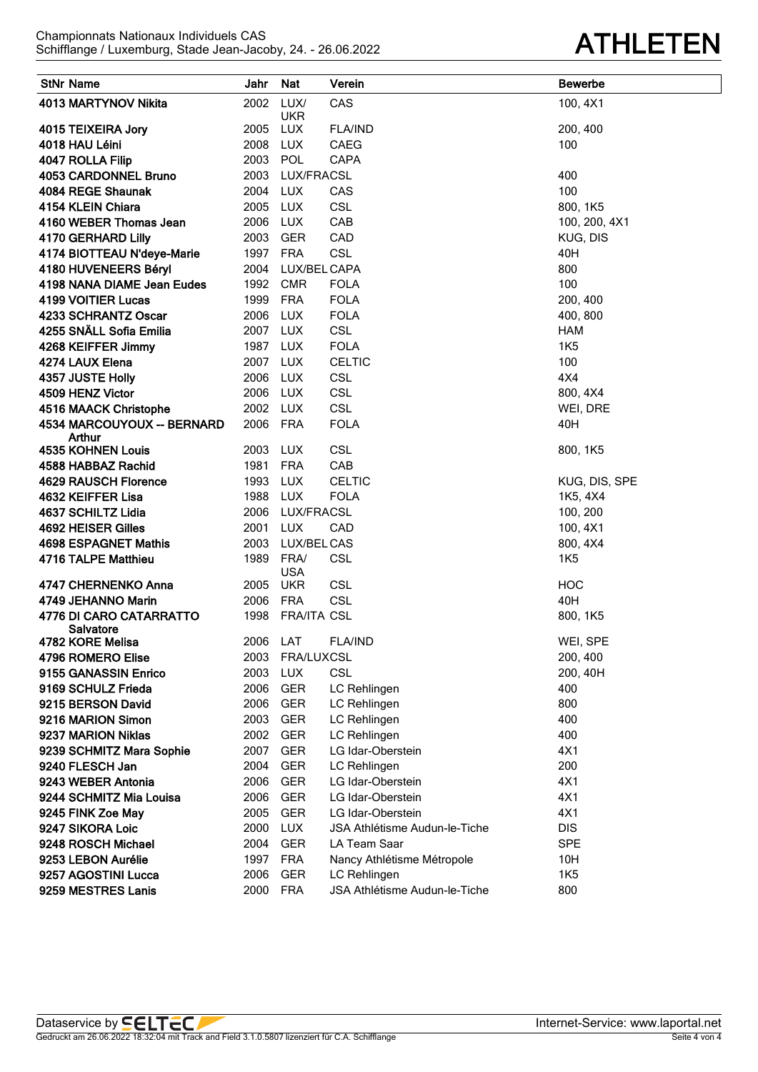| StNr Name | Jahr | Nat | Verein | Bewerbe |
|---|---|---|---|---|
| 4013 MARTYNOV Nikita | 2002 | LUX/UKR | CAS | 100, 4X1 |
| 4015 TEIXEIRA Jory | 2005 | LUX | FLA/IND | 200, 400 |
| 4018 HAU Léini | 2008 | LUX | CAEG | 100 |
| 4047 ROLLA Filip | 2003 | POL | CAPA | |
| 4053 CARDONNEL Bruno | 2003 | LUX/FRA | CSL | 400 |
| 4084 REGE Shaunak | 2004 | LUX | CAS | 100 |
| 4154 KLEIN Chiara | 2005 | LUX | CSL | 800, 1K5 |
| 4160 WEBER Thomas Jean | 2006 | LUX | CAB | 100, 200, 4X1 |
| 4170 GERHARD Lilly | 2003 | GER | CAD | KUG, DIS |
| 4174 BIOTTEAU N'deye-Marie | 1997 | FRA | CSL | 40H |
| 4180 HUVENEERS Béryl | 2004 | LUX/BEL | CAPA | 800 |
| 4198 NANA DIAME Jean Eudes | 1992 | CMR | FOLA | 100 |
| 4199 VOITIER Lucas | 1999 | FRA | FOLA | 200, 400 |
| 4233 SCHRANTZ Oscar | 2006 | LUX | FOLA | 400, 800 |
| 4255 SNÄLL Sofia Emilia | 2007 | LUX | CSL | HAM |
| 4268 KEIFFER Jimmy | 1987 | LUX | FOLA | 1K5 |
| 4274 LAUX Elena | 2007 | LUX | CELTIC | 100 |
| 4357 JUSTE Holly | 2006 | LUX | CSL | 4X4 |
| 4509 HENZ Victor | 2006 | LUX | CSL | 800, 4X4 |
| 4516 MAACK Christophe | 2002 | LUX | CSL | WEI, DRE |
| 4534 MARCOUYOUX -- BERNARD Arthur | 2006 | FRA | FOLA | 40H |
| 4535 KOHNEN Louis | 2003 | LUX | CSL | 800, 1K5 |
| 4588 HABBAZ Rachid | 1981 | FRA | CAB | |
| 4629 RAUSCH Florence | 1993 | LUX | CELTIC | KUG, DIS, SPE |
| 4632 KEIFFER Lisa | 1988 | LUX | FOLA | 1K5, 4X4 |
| 4637 SCHILTZ Lidia | 2006 | LUX/FRA | CSL | 100, 200 |
| 4692 HEISER Gilles | 2001 | LUX | CAD | 100, 4X1 |
| 4698 ESPAGNET Mathis | 2003 | LUX/BEL | CAS | 800, 4X4 |
| 4716 TALPE Matthieu | 1989 | FRA/USA | CSL | 1K5 |
| 4747 CHERNENKO Anna | 2005 | UKR | CSL | HOC |
| 4749 JEHANNO Marin | 2006 | FRA | CSL | 40H |
| 4776 DI CARO CATARRATTO Salvatore | 1998 | FRA/ITA | CSL | 800, 1K5 |
| 4782 KORE Melisa | 2006 | LAT | FLA/IND | WEI, SPE |
| 4796 ROMERO Elise | 2003 | FRA/LUX | CSL | 200, 400 |
| 9155 GANASSIN Enrico | 2003 | LUX | CSL | 200, 40H |
| 9169 SCHULZ Frieda | 2006 | GER | LC Rehlingen | 400 |
| 9215 BERSON David | 2006 | GER | LC Rehlingen | 800 |
| 9216 MARION Simon | 2003 | GER | LC Rehlingen | 400 |
| 9237 MARION Niklas | 2002 | GER | LC Rehlingen | 400 |
| 9239 SCHMITZ Mara Sophie | 2007 | GER | LG Idar-Oberstein | 4X1 |
| 9240 FLESCH Jan | 2004 | GER | LC Rehlingen | 200 |
| 9243 WEBER Antonia | 2006 | GER | LG Idar-Oberstein | 4X1 |
| 9244 SCHMITZ Mia Louisa | 2006 | GER | LG Idar-Oberstein | 4X1 |
| 9245 FINK Zoe May | 2005 | GER | LG Idar-Oberstein | 4X1 |
| 9247 SIKORA Loic | 2000 | LUX | JSA Athlétisme Audun-le-Tiche | DIS |
| 9248 ROSCH Michael | 2004 | GER | LA Team Saar | SPE |
| 9253 LEBON Aurélie | 1997 | FRA | Nancy Athlétisme Métropole | 10H |
| 9257 AGOSTINI Lucca | 2006 | GER | LC Rehlingen | 1K5 |
| 9259 MESTRES Lanis | 2000 | FRA | JSA Athlétisme Audun-le-Tiche | 800 |